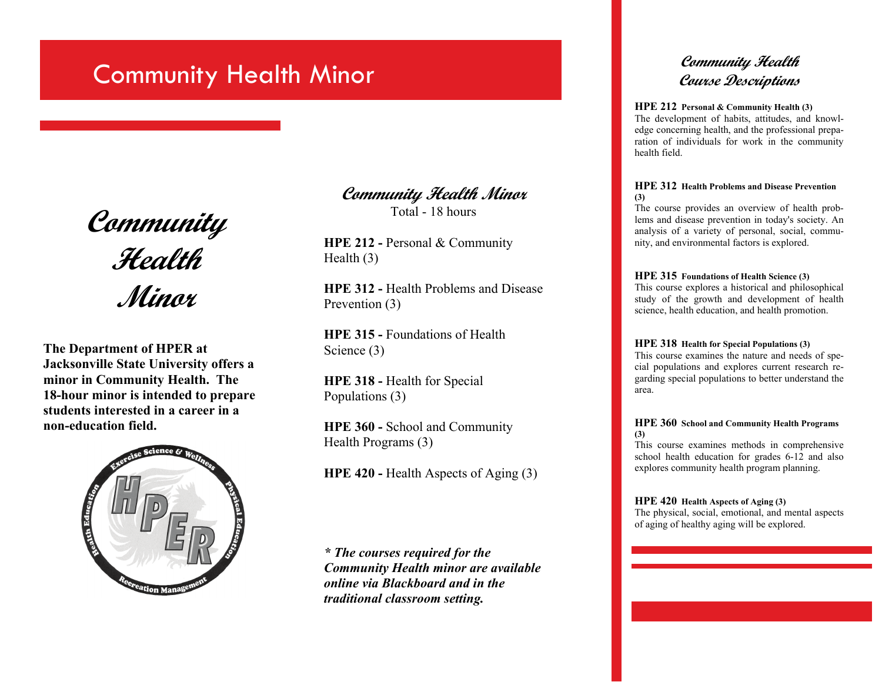# Community Health Minor

## Community Health Minor

**The Department of HPER at Jacksonville State University offers a minor in Community Health. The 18-hour minor is intended to prepare students interested in a career in a non-education field.**

## *Community Health Minor*

Total - 18 hours

**HPE 212 -** Personal & Community Health (3)

**HPE 312 -** Health Problems and Disease Prevention (3)

**HPE 315 -** Foundations of Health Science (3)

**HPE 318 -** Health for Special Populations (3)

**HPE 360 -** School and Community Health Programs (3)

**HPE 420 -** Health Aspects of Aging (3)

***\* The courses required for the Community Health minor are available online via Blackboard and in the traditional classroom setting.***

## *Community Health Course Descriptions*

**HPE 212** **Personal & Community Health (3)**
The development of habits, attitudes, and knowledge concerning health, and the professional preparation of individuals for work in the community health field.

**HPE 312** **Health Problems and Disease Prevention (3)**
The course provides an overview of health problems and disease prevention in today's society. An analysis of a variety of personal, social, community, and environmental factors is explored.

**HPE 315** **Foundations of Health Science (3)**
This course explores a historical and philosophical study of the growth and development of health science, health education, and health promotion.

**HPE 318** **Health for Special Populations (3)**
This course examines the nature and needs of special populations and explores current research regarding special populations to better understand the area.

**HPE 360** **School and Community Health Programs (3)**
This course examines methods in comprehensive school health education for grades 6-12 and also explores community health program planning.

**HPE 420** **Health Aspects of Aging (3)**
The physical, social, emotional, and mental aspects of aging of healthy aging will be explored.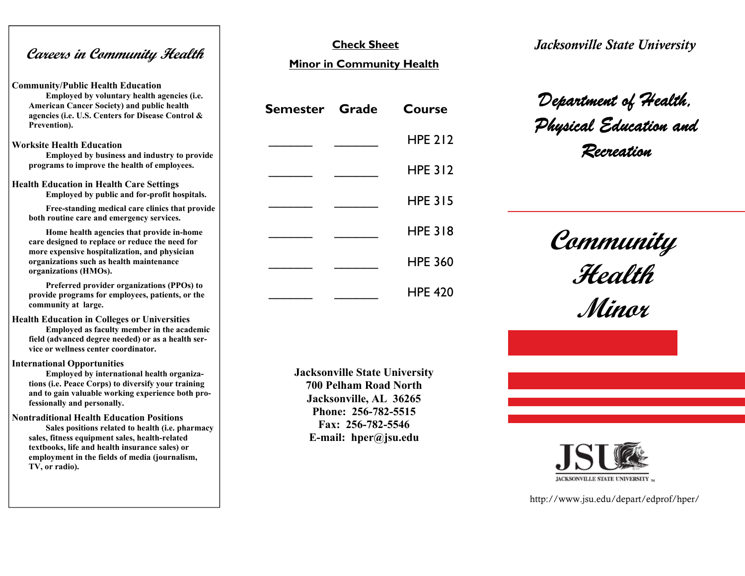## Careers in Community Health

**Community/Public Health Education**

**Employed by voluntary health agencies (i.e. American Cancer Society) and public health agencies (i.e. U.S. Centers for Disease Control & Prevention).**

**Worksite Health Education**

**Employed by business and industry to provide programs to improve the health of employees.**

**Health Education in Health Care Settings**

**Employed by public and for-profit hospitals.**

**Free-standing medical care clinics that provide both routine care and emergency services.**

**Home health agencies that provide in-home care designed to replace or reduce the need for more expensive hospitalization, and physician organizations such as health maintenance organizations (HMOs).**

**Preferred provider organizations (PPOs) to provide programs for employees, patients, or the community at large.**

**Health Education in Colleges or Universities**

**Employed as faculty member in the academic field (advanced degree needed) or as a health service or wellness center coordinator.**

**International Opportunities**

**Employed by international health organizations (i.e. Peace Corps) to diversify your training and to gain valuable working experience both professionally and personally.**

**Nontraditional Health Education Positions**

**Sales positions related to health (i.e. pharmacy sales, fitness equipment sales, health-related textbooks, life and health insurance sales) or employment in the fields of media (journalism, TV, or radio).**

## Check Sheet

## Minor in Community Health

| Semester | Grade | Course |
|---|---|---|
| _______ | _______ | HPE 212 |
| _______ | _______ | HPE 312 |
| _______ | _______ | HPE 315 |
| _______ | _______ | HPE 318 |
| _______ | _______ | HPE 360 |
| _______ | _______ | HPE 420 |

**Jacksonville State University**
**700 Pelham Road North**
**Jacksonville, AL 36265**
**Phone: 256-782-5515**
**Fax: 256-782-5546**
**E-mail: hper@jsu.edu**

*Jacksonville State University*

# Department of Health, Physical Education and Recreation

# Community Health Minor

JSU
JACKSONVILLE STATE UNIVERSITY

http://www.jsu.edu/depart/edprof/hper/